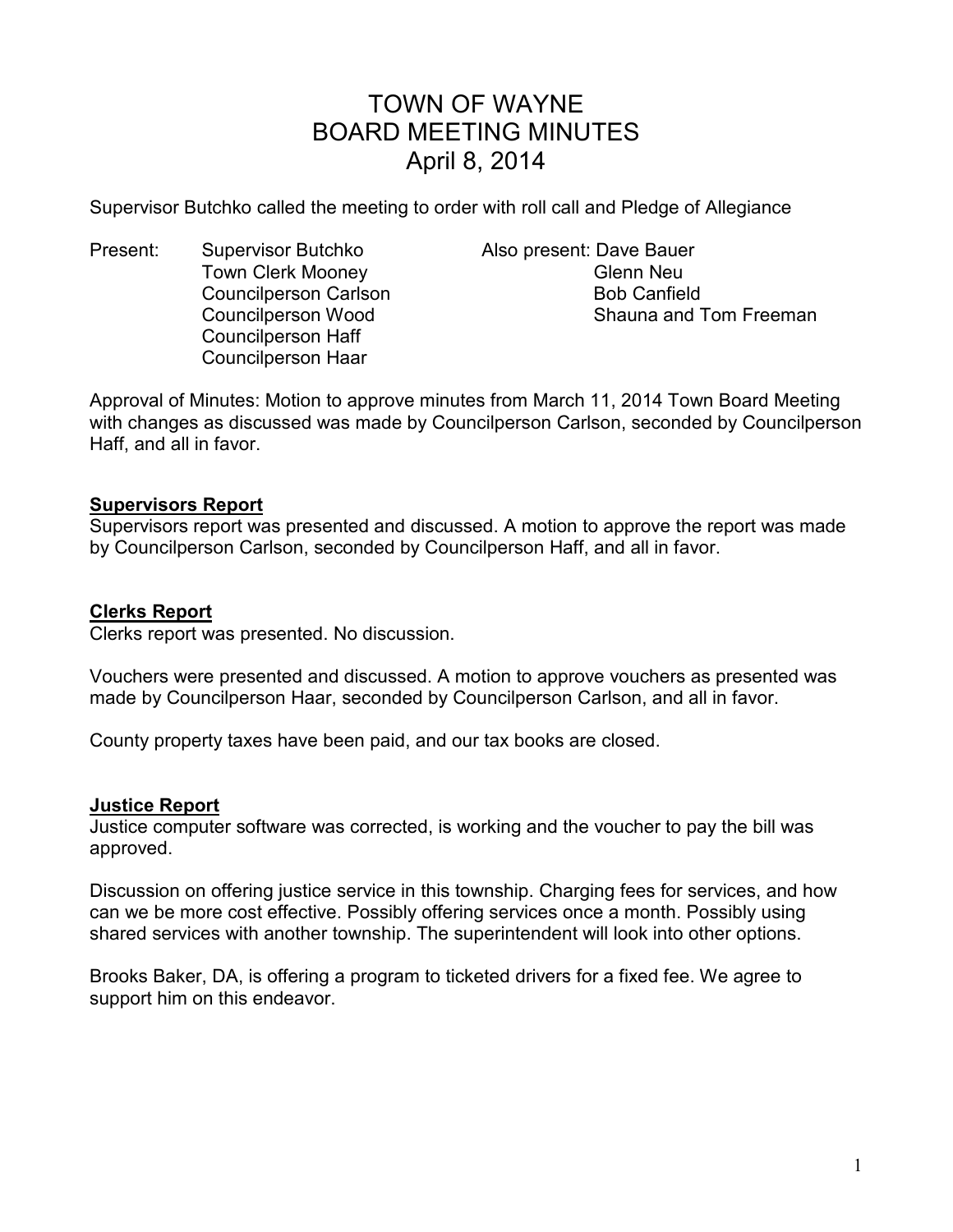# TOWN OF WAYNE
# BOARD MEETING MINUTES
# April 8, 2014

Supervisor Butchko called the meeting to order with roll call and Pledge of Allegiance

Present:
- Supervisor Butchko
- Town Clerk Mooney
- Councilperson Carlson
- Councilperson Wood
- Councilperson Haff
- Councilperson Haar

Also present:
- Dave Bauer
- Glenn Neu
- Bob Canfield
- Shauna and Tom Freeman

Approval of Minutes: Motion to approve minutes from March 11, 2014 Town Board Meeting with changes as discussed was made by Councilperson Carlson, seconded by Councilperson Haff, and all in favor.

## Supervisors Report

Supervisors report was presented and discussed. A motion to approve the report was made by Councilperson Carlson, seconded by Councilperson Haff, and all in favor.

## Clerks Report

Clerks report was presented. No discussion.

Vouchers were presented and discussed. A motion to approve vouchers as presented was made by Councilperson Haar, seconded by Councilperson Carlson, and all in favor.

County property taxes have been paid, and our tax books are closed.

## Justice Report

Justice computer software was corrected, is working and the voucher to pay the bill was approved.

Discussion on offering justice service in this township. Charging fees for services, and how can we be more cost effective. Possibly offering services once a month. Possibly using shared services with another township. The superintendent will look into other options.

Brooks Baker, DA, is offering a program to ticketed drivers for a fixed fee. We agree to support him on this endeavor.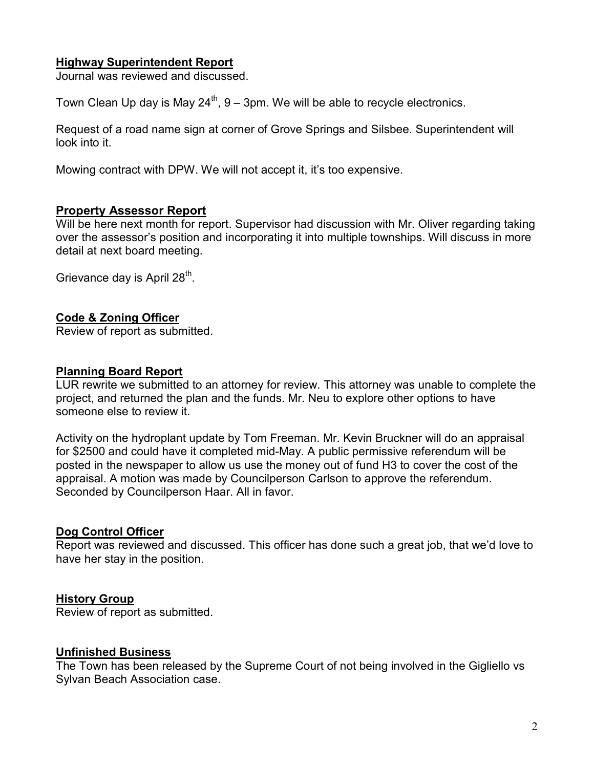## Highway Superintendent Report

Journal was reviewed and discussed.

Town Clean Up day is May 24th, 9 – 3pm. We will be able to recycle electronics.

Request of a road name sign at corner of Grove Springs and Silsbee. Superintendent will look into it.

Mowing contract with DPW. We will not accept it, it's too expensive.

## Property Assessor Report

Will be here next month for report. Supervisor had discussion with Mr. Oliver regarding taking over the assessor's position and incorporating it into multiple townships. Will discuss in more detail at next board meeting.

Grievance day is April 28th.

## Code & Zoning Officer

Review of report as submitted.

## Planning Board Report

LUR rewrite we submitted to an attorney for review. This attorney was unable to complete the project, and returned the plan and the funds. Mr. Neu to explore other options to have someone else to review it.

Activity on the hydroplant update by Tom Freeman. Mr. Kevin Bruckner will do an appraisal for $2500 and could have it completed mid-May. A public permissive referendum will be posted in the newspaper to allow us use the money out of fund H3 to cover the cost of the appraisal. A motion was made by Councilperson Carlson to approve the referendum. Seconded by Councilperson Haar. All in favor.

## Dog Control Officer

Report was reviewed and discussed. This officer has done such a great job, that we'd love to have her stay in the position.

## History Group

Review of report as submitted.

## Unfinished Business

The Town has been released by the Supreme Court of not being involved in the Gigliello vs Sylvan Beach Association case.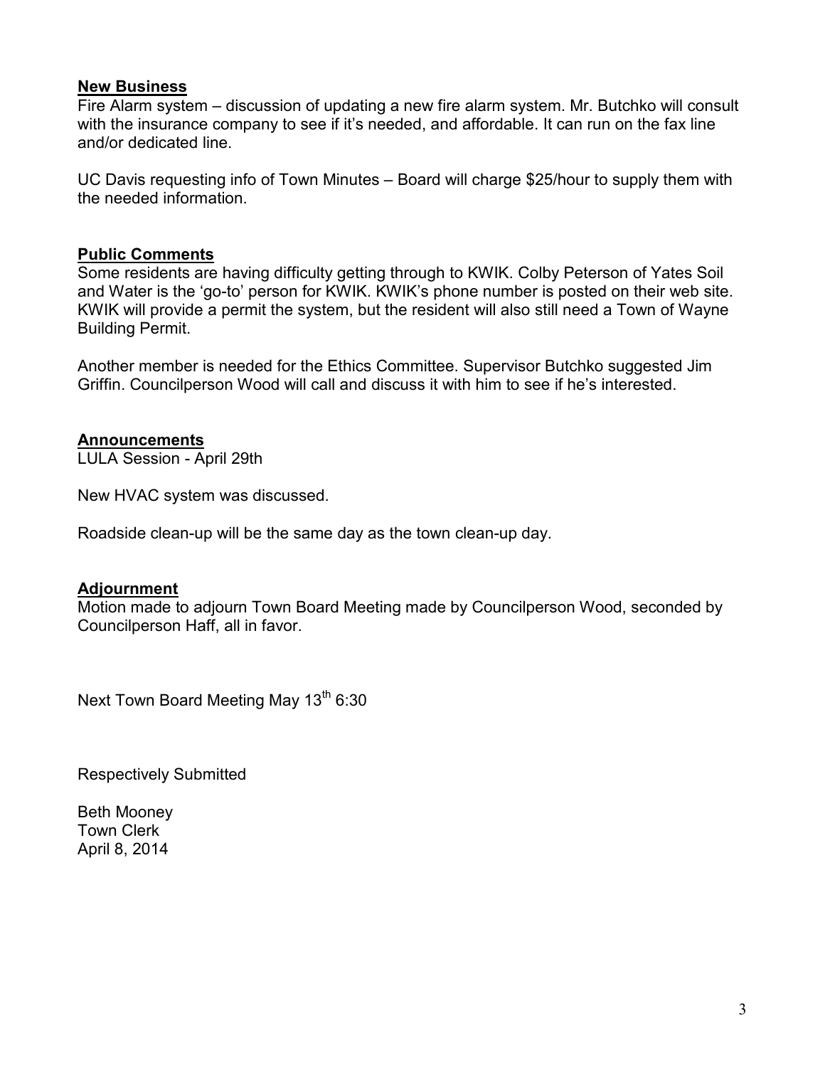## **New Business**

Fire Alarm system – discussion of updating a new fire alarm system. Mr. Butchko will consult with the insurance company to see if it's needed, and affordable. It can run on the fax line and/or dedicated line.

UC Davis requesting info of Town Minutes – Board will charge $25/hour to supply them with the needed information.

## **Public Comments**

Some residents are having difficulty getting through to KWIK. Colby Peterson of Yates Soil and Water is the 'go-to' person for KWIK. KWIK's phone number is posted on their web site. KWIK will provide a permit the system, but the resident will also still need a Town of Wayne Building Permit.

Another member is needed for the Ethics Committee. Supervisor Butchko suggested Jim Griffin. Councilperson Wood will call and discuss it with him to see if he's interested.

## **Announcements**

LULA Session - April 29th

New HVAC system was discussed.

Roadside clean-up will be the same day as the town clean-up day.

## **Adjournment**

Motion made to adjourn Town Board Meeting made by Councilperson Wood, seconded by Councilperson Haff, all in favor.

Next Town Board Meeting May 13th 6:30

Respectively Submitted

Beth Mooney
Town Clerk
April 8, 2014